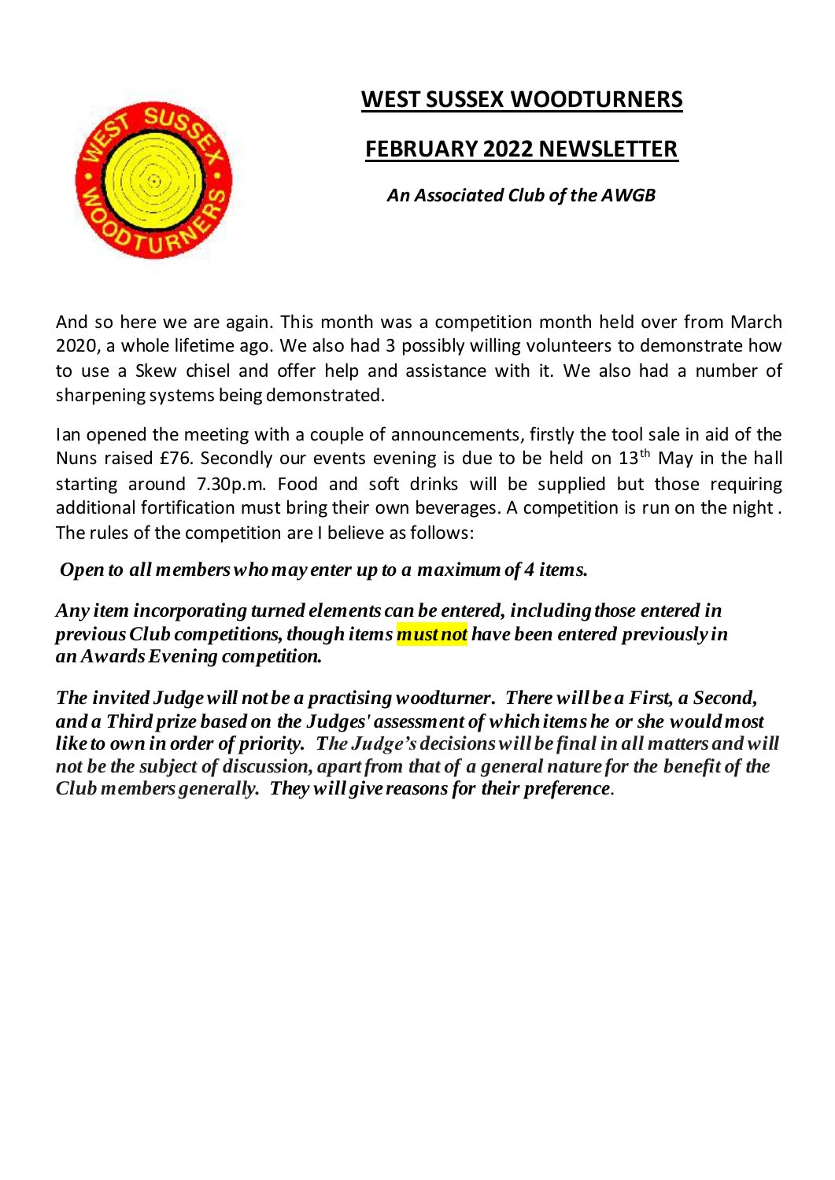# WEST SUSSEX WOODTURNERS

## FEBRUARY 2022 NEWSLETTER

***An Associated Club of the AWGB***

And so here we are again. This month was a competition month held over from March 2020, a whole lifetime ago. We also had 3 possibly willing volunteers to demonstrate how to use a Skew chisel and offer help and assistance with it. We also had a number of sharpening systems being demonstrated.

Ian opened the meeting with a couple of announcements, firstly the tool sale in aid of the Nuns raised £76. Secondly our events evening is due to be held on 13th May in the hall starting around 7.30p.m. Food and soft drinks will be supplied but those requiring additional fortification must bring their own beverages. A competition is run on the night . The rules of the competition are I believe as follows:

***Open to all members who may enter up to a maximum of 4 items.***

***Any item incorporating turned elements can be entered, including those entered in previous Club competitions, though items must not have been entered previously in an Awards Evening competition.***

***The invited Judge will not be a practising woodturner. There will be a First, a Second, and a Third prize based on the Judges' assessment of which items he or she would most like to own in order of priority. The Judge's decisions will be final in all matters and will not be the subject of discussion, apart from that of a general nature for the benefit of the Club members generally. They will give reasons for their preference.***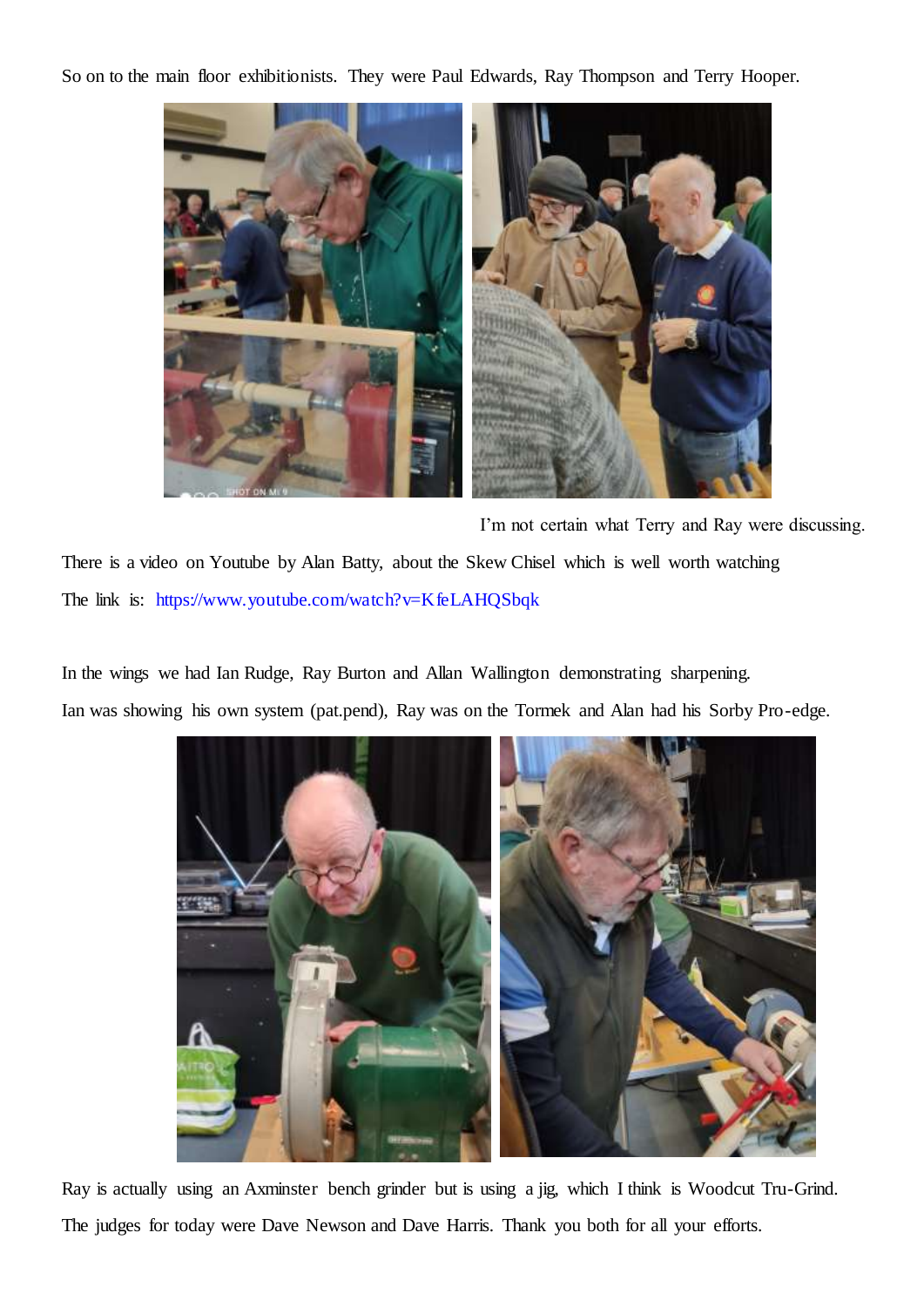So on to the main floor exhibitionists. They were Paul Edwards, Ray Thompson and Terry Hooper.

I'm not certain what Terry and Ray were discussing.

There is a video on Youtube by Alan Batty, about the Skew Chisel which is well worth watching

The link is: https://www.youtube.com/watch?v=KfeLAHQSbqk

In the wings we had Ian Rudge, Ray Burton and Allan Wallington demonstrating sharpening.

Ian was showing his own system (pat.pend), Ray was on the Tormek and Alan had his Sorby Pro-edge.

Ray is actually using an Axminster bench grinder but is using a jig, which I think is Woodcut Tru-Grind.

The judges for today were Dave Newson and Dave Harris. Thank you both for all your efforts.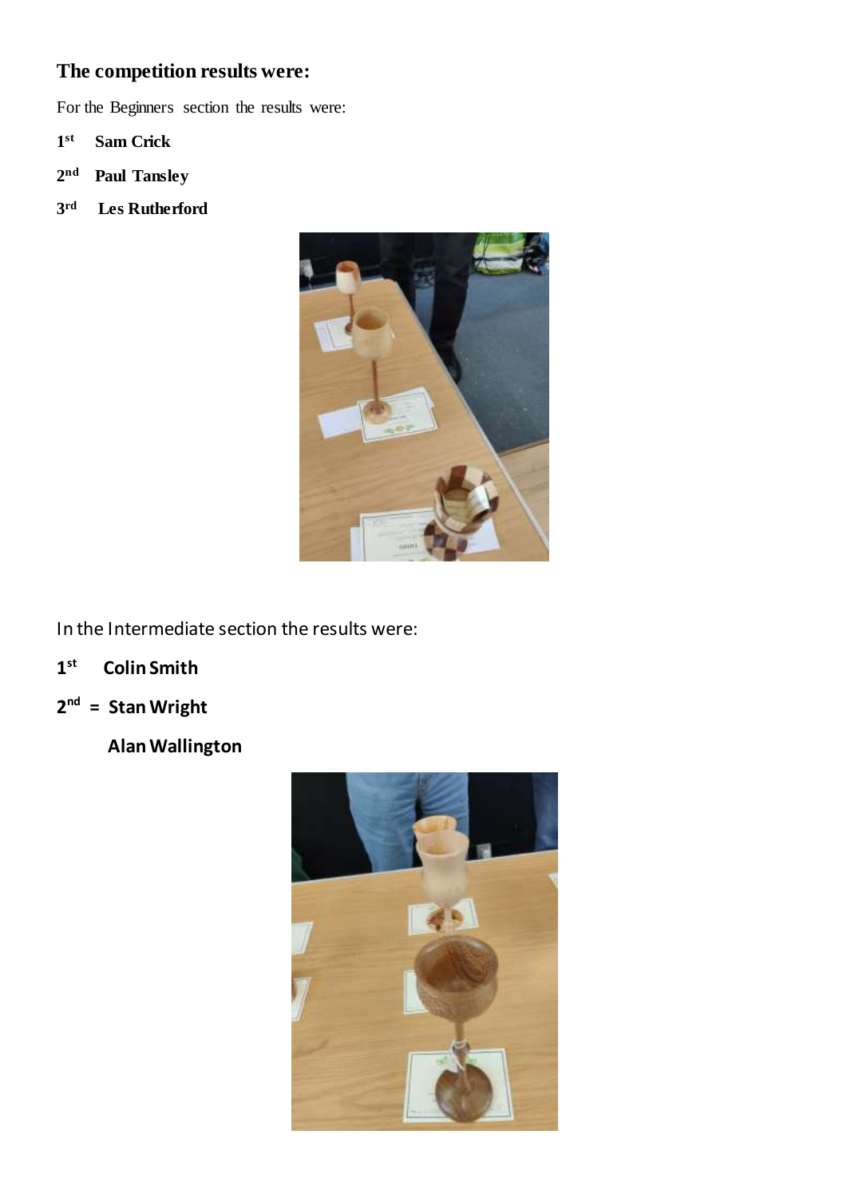## The competition results were:

For the Beginners section the results were:

**1st Sam Crick**

**2nd Paul Tansley**

**3rd Les Rutherford**

In the Intermediate section the results were:

**1st Colin Smith**

**2nd = Stan Wright**

**Alan Wallington**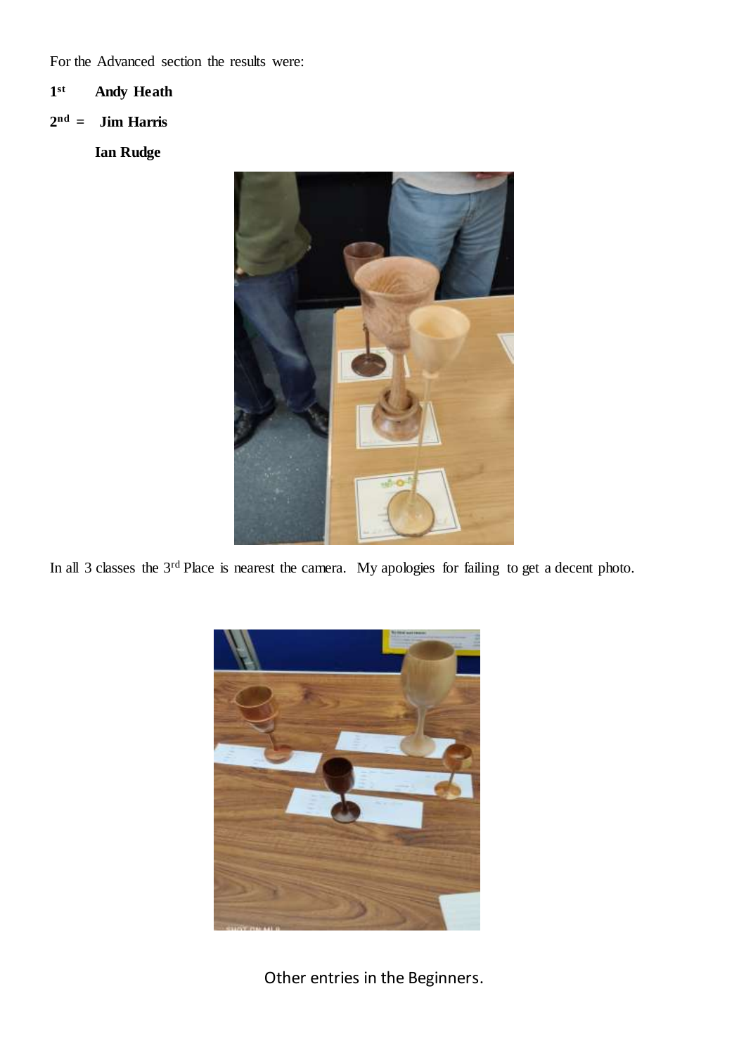For the Advanced section the results were:

**1st Andy Heath**

**2nd = Jim Harris**

**Ian Rudge**

In all 3 classes the 3rd Place is nearest the camera. My apologies for failing to get a decent photo.

Other entries in the Beginners.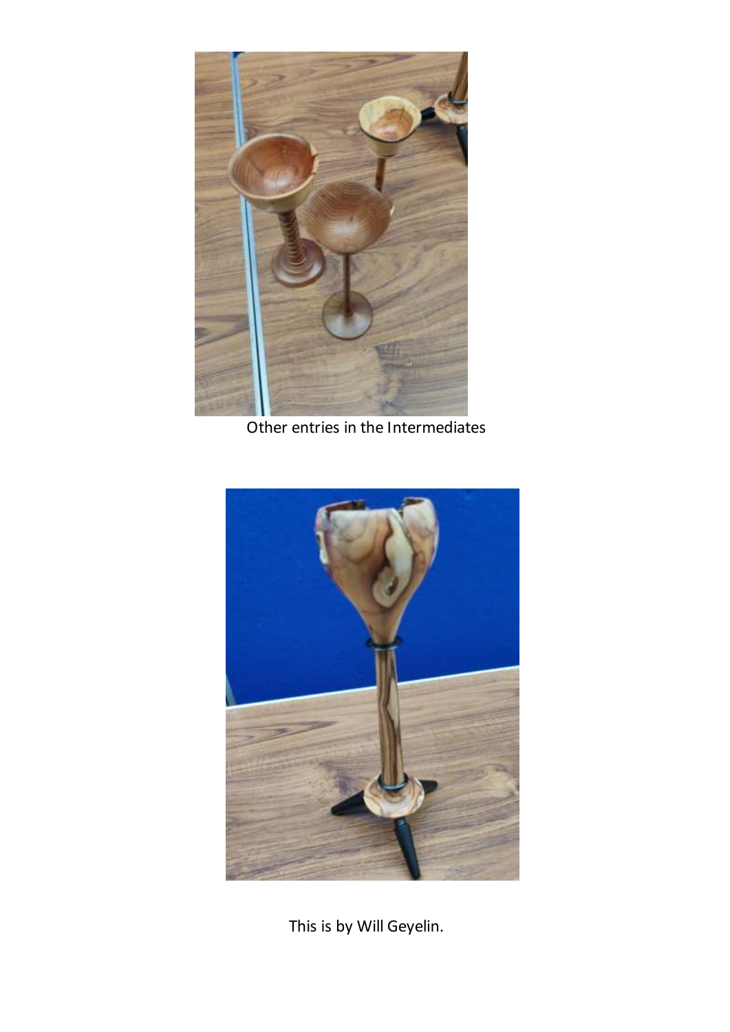Other entries in the Intermediates

This is by Will Geyelin.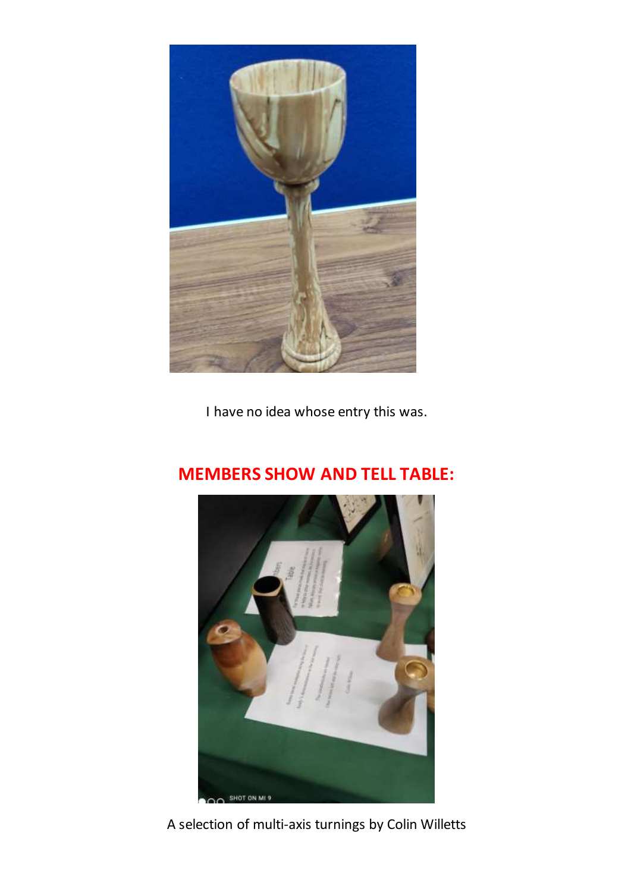I have no idea whose entry this was.

## MEMBERS SHOW AND TELL TABLE:

A selection of multi-axis turnings by Colin Willetts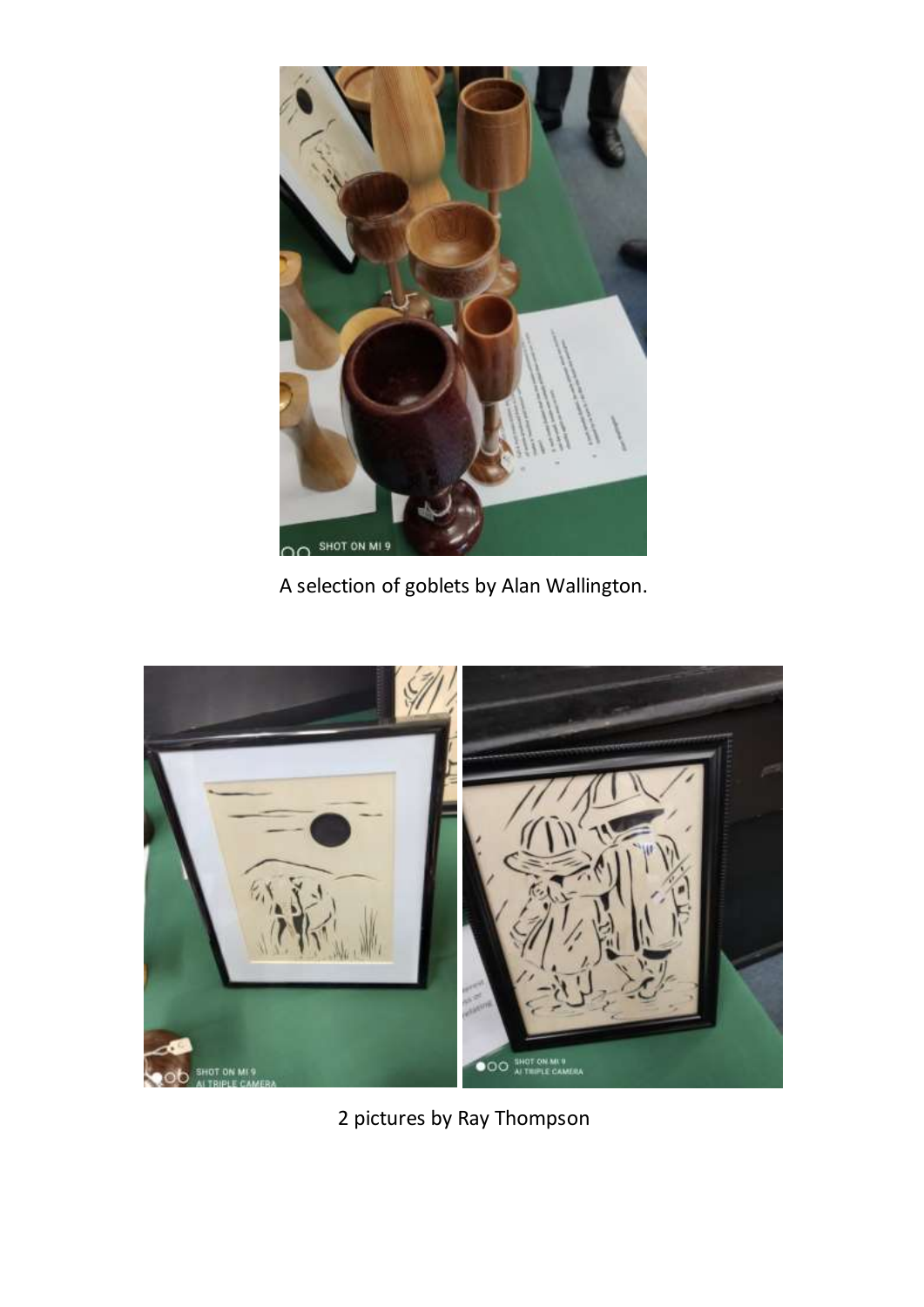A selection of goblets by Alan Wallington.

2 pictures by Ray Thompson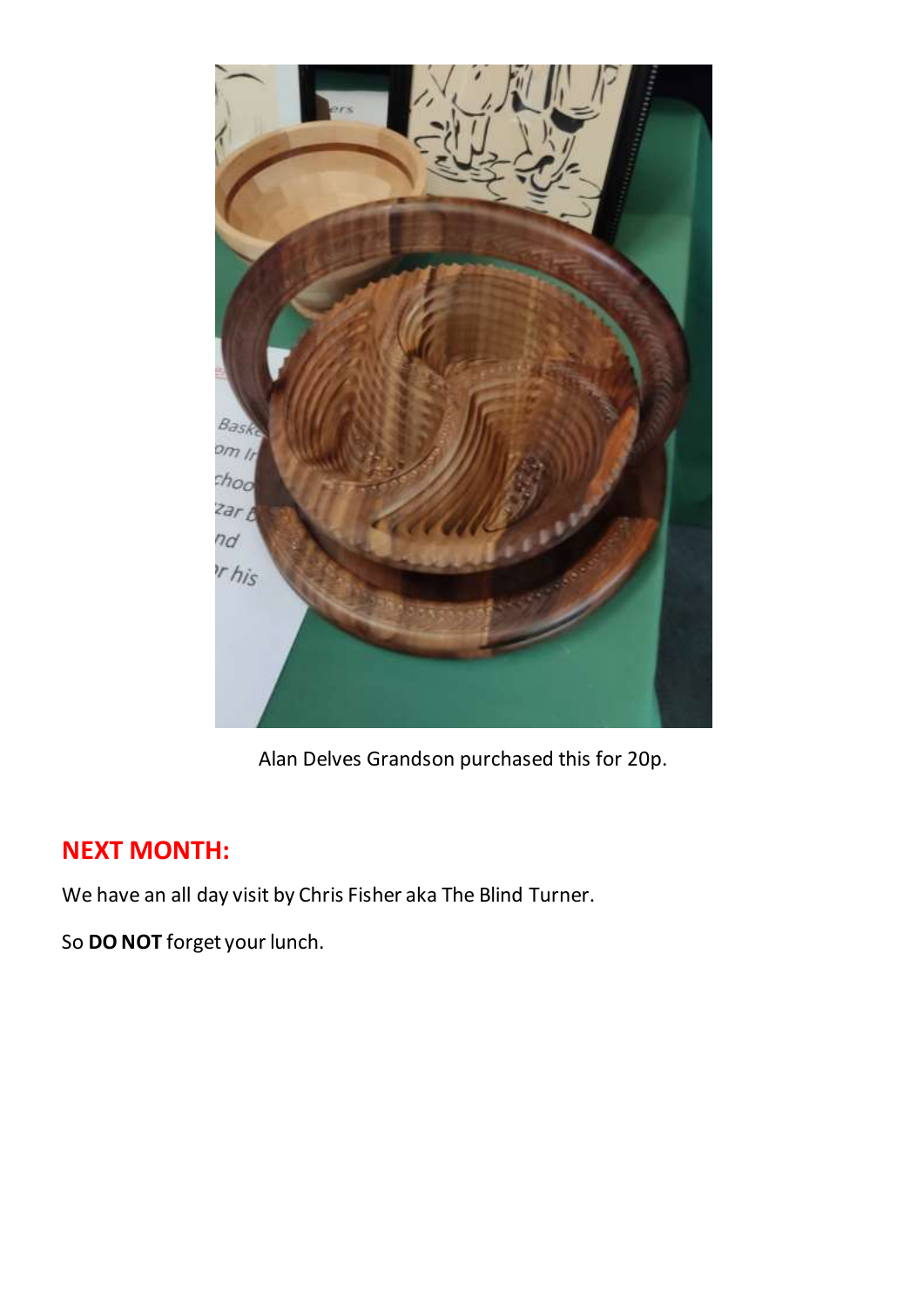Alan Delves Grandson purchased this for 20p.

## NEXT MONTH:

We have an all day visit by Chris Fisher aka The Blind Turner.

So **DO NOT** forget your lunch.